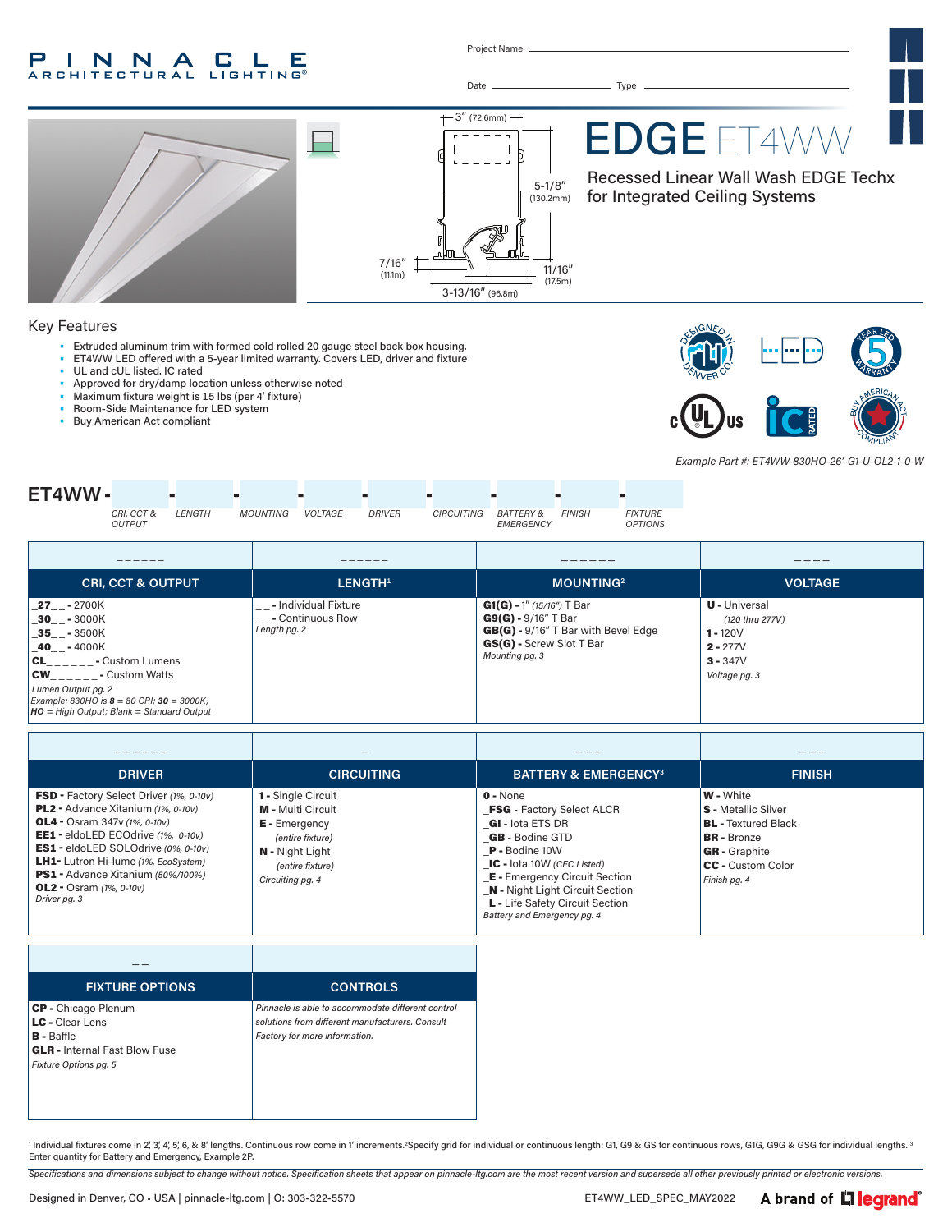PINNACLE ARCHITECTURAL LIGHTING®

Project Name ____________

Date ____________ Type ____________

# EDGE ET4WW

## Recessed Linear Wall Wash EDGE Techx for Integrated Ceiling Systems

3" (72.6mm)
5-1/8" (130.2mm)
7/16" (11.1m)
11/16" (17.5m)
3-13/16" (96.8m)

### Key Features

- Extruded aluminum trim with formed cold rolled 20 gauge steel back box housing.
- ET4WW LED offered with a 5-year limited warranty. Covers LED, driver and fixture
- UL and cUL listed. IC rated
- Approved for dry/damp location unless otherwise noted
- Maximum fixture weight is 15 lbs (per 4' fixture)
- Room-Side Maintenance for LED system
- Buy American Act compliant

*Example Part #: ET4WW-830HO-26'-G1-U-OL2-1-0-W*

**ET4WW** - ____ - ____ - ____ - ____ - ____ - ____ - ____ - ____ - ____

*CRI, CCT & OUTPUT | LENGTH | MOUNTING | VOLTAGE | DRIVER | CIRCUITING | BATTERY & EMERGENCY | FINISH | FIXTURE OPTIONS*

| CRI, CCT & OUTPUT | LENGTH[1] | MOUNTING[2] | VOLTAGE |
|---|---|---|---|
| **_27_ _** - 2700K<br>**_30_ _** - 3000K<br>**_35_ _** - 3500K<br>**_40_ _** - 4000K<br>**CL_ _ _ _ _ _** - Custom Lumens<br>**CW_ _ _ _ _ _** - Custom Watts<br>*Lumen Output pg. 2*<br>*Example: 830HO is **8** = 80 CRI; **30** = 3000K; **HO** = High Output; Blank = Standard Output* | _ _ - Individual Fixture<br>_ _ - Continuous Row<br>*Length pg. 2* | **G1(G)** - 1" *(15/16")* T Bar<br>**G9(G)** - 9/16" T Bar<br>**GB(G)** - 9/16" T Bar with Bevel Edge<br>**GS(G)** - Screw Slot T Bar<br>*Mounting pg. 3* | **U** - Universal<br>*(120 thru 277V)*<br>**1** - 120V<br>**2** - 277V<br>**3** - 347V<br>*Voltage pg. 3* |

| DRIVER | CIRCUITING | BATTERY & EMERGENCY[3] | FINISH |
|---|---|---|---|
| **FSD** - Factory Select Driver *(1%, 0-10v)*<br>**PL2** - Advance Xitanium *(1%, 0-10v)*<br>**OL4** - Osram 347v *(1%, 0-10v)*<br>**EE1** - eldoLED ECOdrive *(1%, 0-10v)*<br>**ES1** - eldoLED SOLOdrive *(0%, 0-10v)*<br>**LH1** - Lutron Hi-lume *(1%, EcoSystem)*<br>**PS1** - Advance Xitanium *(50%/100%)*<br>**OL2** - Osram *(1%, 0-10v)*<br>*Driver pg. 3* | **1** - Single Circuit<br>**M** - Multi Circuit<br>**E** - Emergency<br>*(entire fixture)*<br>**N** - Night Light<br>*(entire fixture)*<br>*Circuiting pg. 4* | **0** - None<br>**_FSG** - Factory Select ALCR<br>**_GI** - Iota ETS DR<br>**_GB** - Bodine GTD<br>**_P** - Bodine 10W<br>**_IC** - Iota 10W *(CEC Listed)*<br>**_E** - Emergency Circuit Section<br>**_N** - Night Light Circuit Section<br>**_L** - Life Safety Circuit Section<br>*Battery and Emergency pg. 4* | **W** - White<br>**S** - Metallic Silver<br>**BL** - Textured Black<br>**BR** - Bronze<br>**GR** - Graphite<br>**CC** - Custom Color<br>*Finish pg. 4* |

| FIXTURE OPTIONS | CONTROLS |
|---|---|
| **CP** - Chicago Plenum<br>**LC** - Clear Lens<br>**B** - Baffle<br>**GLR** - Internal Fast Blow Fuse<br>*Fixture Options pg. 5* | *Pinnacle is able to accommodate different control solutions from different manufacturers. Consult Factory for more information.* |

[1] Individual fixtures come in 2', 3', 4', 5', 6, & 8' lengths. Continuous row come in 1' increments. [2] Specify grid for individual or continuous length: G1, G9 & GS for continuous rows, G1G, G9G & GSG for individual lengths. [3] Enter quantity for Battery and Emergency, Example 2P.

*Specifications and dimensions subject to change without notice. Specification sheets that appear on pinnacle-ltg.com are the most recent version and supersede all other previously printed or electronic versions.*

Designed in Denver, CO • USA | pinnacle-ltg.com | O: 303-322-5570 ET4WW_LED_SPEC_MAY2022 A brand of legrand®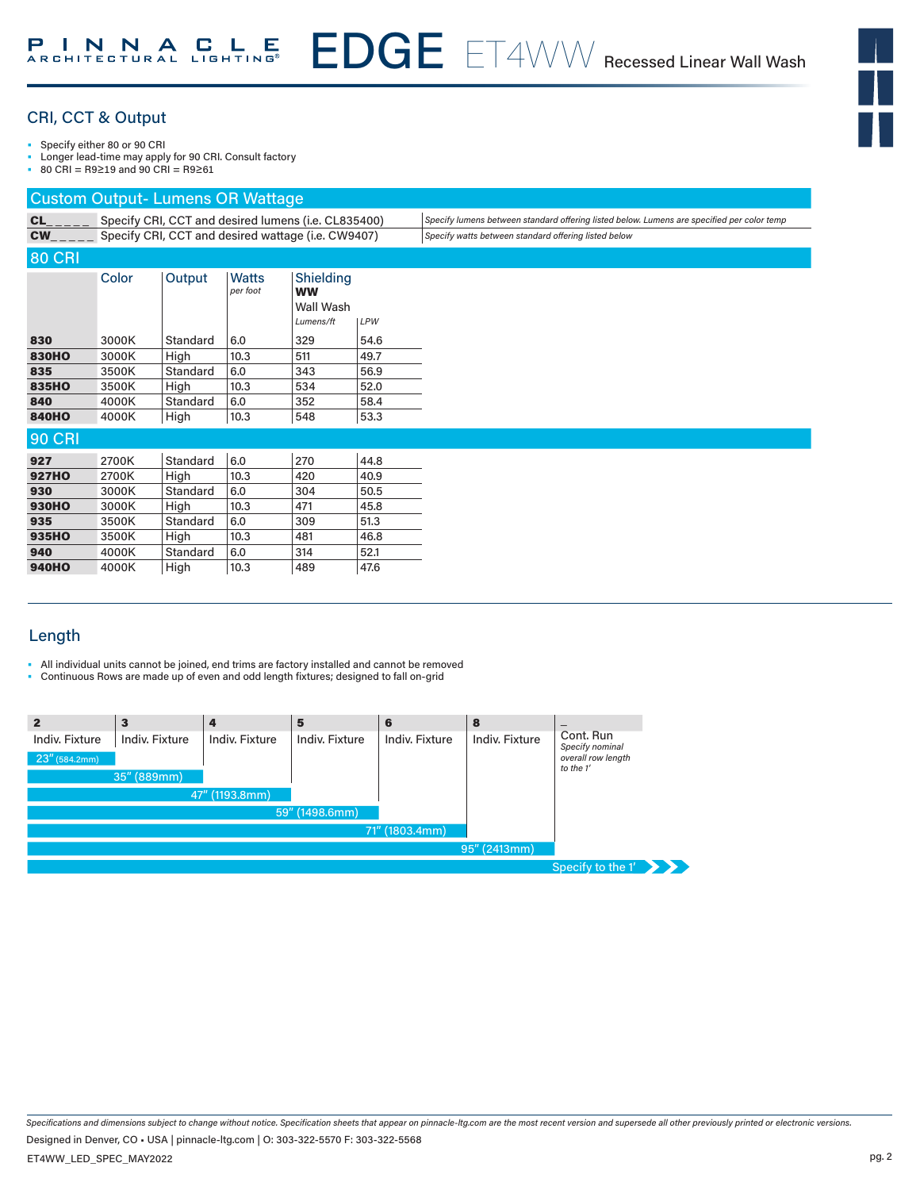# EDGE ET4WW Recessed Linear Wall Wash

## CRI, CCT & Output

- Specify either 80 or 90 CRI
- Longer lead-time may apply for 90 CRI. Consult factory
- 80 CRI = R9≥19 and 90 CRI = R9≥61

### Custom Output- Lumens OR Wattage

| | | |
|---|---|---|
| **CL_ _ _ _ _** | Specify CRI, CCT and desired lumens (i.e. CL835400) | *Specify lumens between standard offering listed below. Lumens are specified per color temp* |
| **CW_ _ _ _ _** | Specify CRI, CCT and desired wattage (i.e. CW9407) | *Specify watts between standard offering listed below* |

### 80 CRI

| | Color | Output | Watts *per foot* | Shielding **WW** Wall Wash *Lumens/ft* | *LPW* |
|---|---|---|---|---|---|
| **830** | 3000K | Standard | 6.0 | 329 | 54.6 |
| **830HO** | 3000K | High | 10.3 | 511 | 49.7 |
| **835** | 3500K | Standard | 6.0 | 343 | 56.9 |
| **835HO** | 3500K | High | 10.3 | 534 | 52.0 |
| **840** | 4000K | Standard | 6.0 | 352 | 58.4 |
| **840HO** | 4000K | High | 10.3 | 548 | 53.3 |

### 90 CRI

| | Color | Output | Watts *per foot* | Lumens/ft | LPW |
|---|---|---|---|---|---|
| **927** | 2700K | Standard | 6.0 | 270 | 44.8 |
| **927HO** | 2700K | High | 10.3 | 420 | 40.9 |
| **930** | 3000K | Standard | 6.0 | 304 | 50.5 |
| **930HO** | 3000K | High | 10.3 | 471 | 45.8 |
| **935** | 3500K | Standard | 6.0 | 309 | 51.3 |
| **935HO** | 3500K | High | 10.3 | 481 | 46.8 |
| **940** | 4000K | Standard | 6.0 | 314 | 52.1 |
| **940HO** | 4000K | High | 10.3 | 489 | 47.6 |

## Length

- All individual units cannot be joined, end trims are factory installed and cannot be removed
- Continuous Rows are made up of even and odd length fixtures; designed to fall on-grid

| Code | Type | Length |
|---|---|---|
| **2** | Indiv. Fixture | 23" (584.2mm) |
| **3** | Indiv. Fixture | 35" (889mm) |
| **4** | Indiv. Fixture | 47" (1193.8mm) |
| **5** | Indiv. Fixture | 59" (1498.6mm) |
| **6** | Indiv. Fixture | 71" (1803.4mm) |
| **8** | Indiv. Fixture | 95" (2413mm) |
| **_** | Cont. Run *Specify nominal overall row length to the 1'* | Specify to the 1' |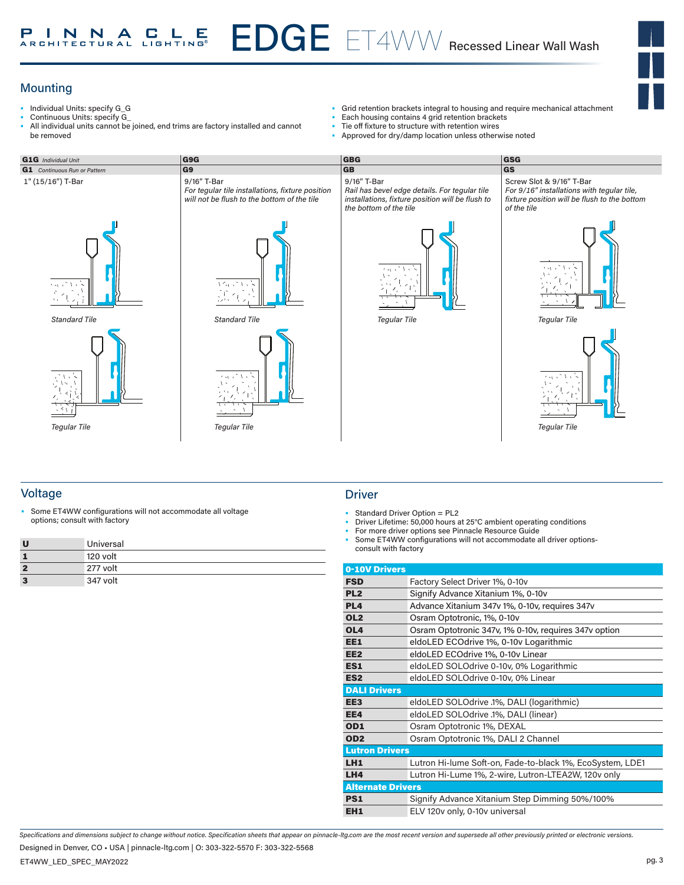# EDGE ET4WW Recessed Linear Wall Wash

## Mounting

- Individual Units: specify G_G
- Continuous Units: specify G_
- All individual units cannot be joined, end trims are factory installed and cannot be removed
- Grid retention brackets integral to housing and require mechanical attachment
- Each housing contains 4 grid retention brackets
- Tie off fixture to structure with retention wires
- Approved for dry/damp location unless otherwise noted

| **G1G** *Individual Unit* | **G9G** | **GBG** | **GSG** |
|---|---|---|---|
| **G1** *Continuous Run or Pattern* | **G9** | **GB** | **GS** |
| 1" (15/16") T-Bar | 9/16" T-Bar *For tegular tile installations, fixture position will not be flush to the bottom of the tile* | 9/16" T-Bar *Rail has bevel edge details. For tegular tile installations, fixture position will be flush to the bottom of the tile* | Screw Slot & 9/16" T-Bar *For 9/16" installations with tegular tile, fixture position will be flush to the bottom of the tile* |
| *Standard Tile* | *Standard Tile* | *Tegular Tile* | *Tegular Tile* |
| *Tegular Tile* | *Tegular Tile* | | *Tegular Tile* |

## Voltage

- Some ET4WW configurations will not accommodate all voltage options; consult with factory

| | |
|---|---|
| **U** | Universal |
| **1** | 120 volt |
| **2** | 277 volt |
| **3** | 347 volt |

## Driver

- Standard Driver Option = PL2
- Driver Lifetime: 50,000 hours at 25°C ambient operating conditions
- For more driver options see Pinnacle Resource Guide
- Some ET4WW configurations will not accommodate all driver options-consult with factory

| **0-10V Drivers** | |
|---|---|
| **FSD** | Factory Select Driver 1%, 0-10v |
| **PL2** | Signify Advance Xitanium 1%, 0-10v |
| **PL4** | Advance Xitanium 347v 1%, 0-10v, requires 347v |
| **OL2** | Osram Optotronic, 1%, 0-10v |
| **OL4** | Osram Optotronic 347v, 1% 0-10v, requires 347v option |
| **EE1** | eldoLED ECOdrive 1%, 0-10v Logarithmic |
| **EE2** | eldoLED ECOdrive 1%, 0-10v Linear |
| **ES1** | eldoLED SOLOdrive 0-10v, 0% Logarithmic |
| **ES2** | eldoLED SOLOdrive 0-10v, 0% Linear |
| **DALI Drivers** | |
| **EE3** | eldoLED SOLOdrive .1%, DALI (logarithmic) |
| **EE4** | eldoLED SOLOdrive .1%, DALI (linear) |
| **OD1** | Osram Optotronic 1%, DEXAL |
| **OD2** | Osram Optotronic 1%, DALI 2 Channel |
| **Lutron Drivers** | |
| **LH1** | Lutron Hi-lume Soft-on, Fade-to-black 1%, EcoSystem, LDE1 |
| **LH4** | Lutron Hi-Lume 1%, 2-wire, Lutron-LTEA2W, 120v only |
| **Alternate Drivers** | |
| **PS1** | Signify Advance Xitanium Step Dimming 50%/100% |
| **EH1** | ELV 120v only, 0-10v universal |

*Specifications and dimensions subject to change without notice. Specification sheets that appear on pinnacle-ltg.com are the most recent version and supersede all other previously printed or electronic versions.*

Designed in Denver, CO • USA | pinnacle-ltg.com | O: 303-322-5570 F: 303-322-5568

ET4WW_LED_SPEC_MAY2022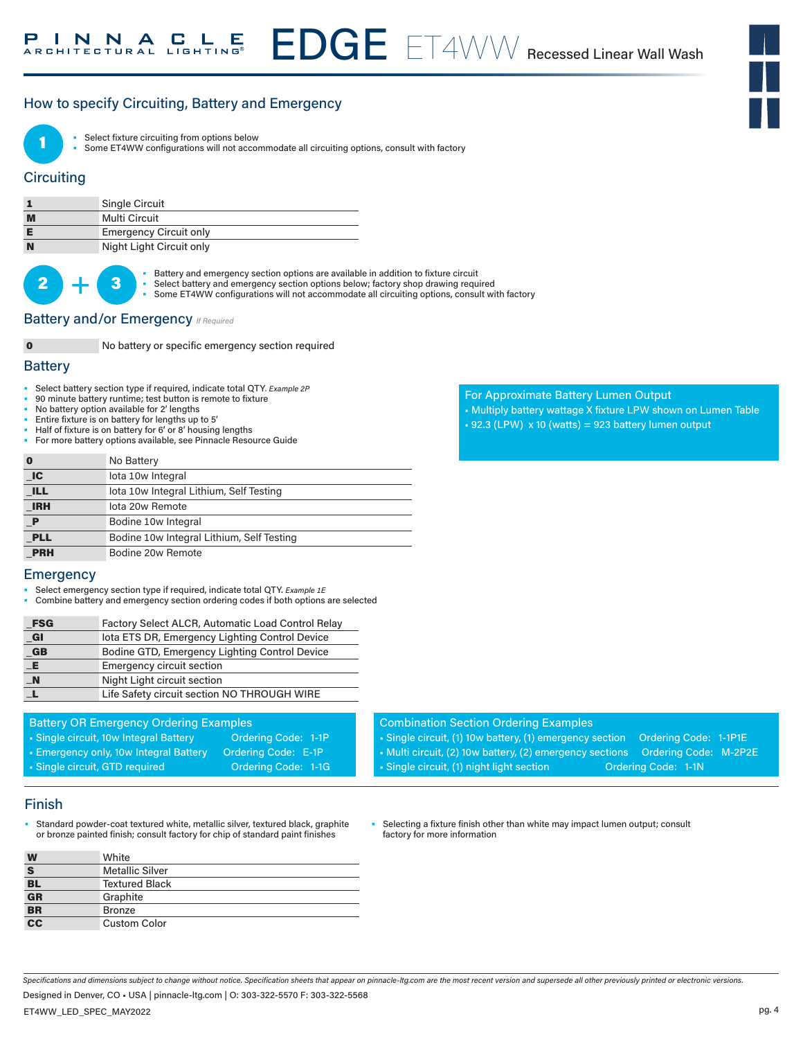## How to specify Circuiting, Battery and Emergency

**1**

- Select fixture circuiting from options below
- Some ET4WW configurations will not accommodate all circuiting options, consult with factory

### Circuiting

| | |
|---|---|
| **1** | Single Circuit |
| **M** | Multi Circuit |
| **E** | Emergency Circuit only |
| **N** | Night Light Circuit only |

**2 + 3**

- Battery and emergency section options are available in addition to fixture circuit
- Select battery and emergency section options below; factory shop drawing required
- Some ET4WW configurations will not accommodate all circuiting options, consult with factory

### Battery and/or Emergency *If Required*

| | |
|---|---|
| **0** | No battery or specific emergency section required |

### Battery

- Select battery section type if required, indicate total QTY. *Example 2P*
- 90 minute battery runtime; test button is remote to fixture
- No battery option available for 2' lengths
- Entire fixture is on battery for lengths up to 5'
- Half of fixture is on battery for 6' or 8' housing lengths
- For more battery options available, see Pinnacle Resource Guide

| | |
|---|---|
| **0** | No Battery |
| **_IC** | Iota 10w Integral |
| **_ILL** | Iota 10w Integral Lithium, Self Testing |
| **_IRH** | Iota 20w Remote |
| **_P** | Bodine 10w Integral |
| **_PLL** | Bodine 10w Integral Lithium, Self Testing |
| **_PRH** | Bodine 20w Remote |

**For Approximate Battery Lumen Output**

- Multiply battery wattage X fixture LPW shown on Lumen Table
- 92.3 (LPW) x 10 (watts) = 923 battery lumen output

### Emergency

- Select emergency section type if required, indicate total QTY. *Example 1E*
- Combine battery and emergency section ordering codes if both options are selected

| | |
|---|---|
| **_FSG** | Factory Select ALCR, Automatic Load Control Relay |
| **_GI** | Iota ETS DR, Emergency Lighting Control Device |
| **_GB** | Bodine GTD, Emergency Lighting Control Device |
| **_E** | Emergency circuit section |
| **_N** | Night Light circuit section |
| **_L** | Life Safety circuit section NO THROUGH WIRE |

**Battery OR Emergency Ordering Examples**

- Single circuit, 10w Integral Battery — Ordering Code: 1-1P
- Emergency only, 10w Integral Battery — Ordering Code: E-1P
- Single circuit, GTD required — Ordering Code: 1-1G

**Combination Section Ordering Examples**

- Single circuit, (1) 10w battery, (1) emergency section — Ordering Code: 1-1P1E
- Multi circuit, (2) 10w battery, (2) emergency sections — Ordering Code: M-2P2E
- Single circuit, (1) night light section — Ordering Code: 1-1N

### Finish

- Standard powder-coat textured white, metallic silver, textured black, graphite or bronze painted finish; consult factory for chip of standard paint finishes
- Selecting a fixture finish other than white may impact lumen output; consult factory for more information

| | |
|---|---|
| **W** | White |
| **S** | Metallic Silver |
| **BL** | Textured Black |
| **GR** | Graphite |
| **BR** | Bronze |
| **CC** | Custom Color |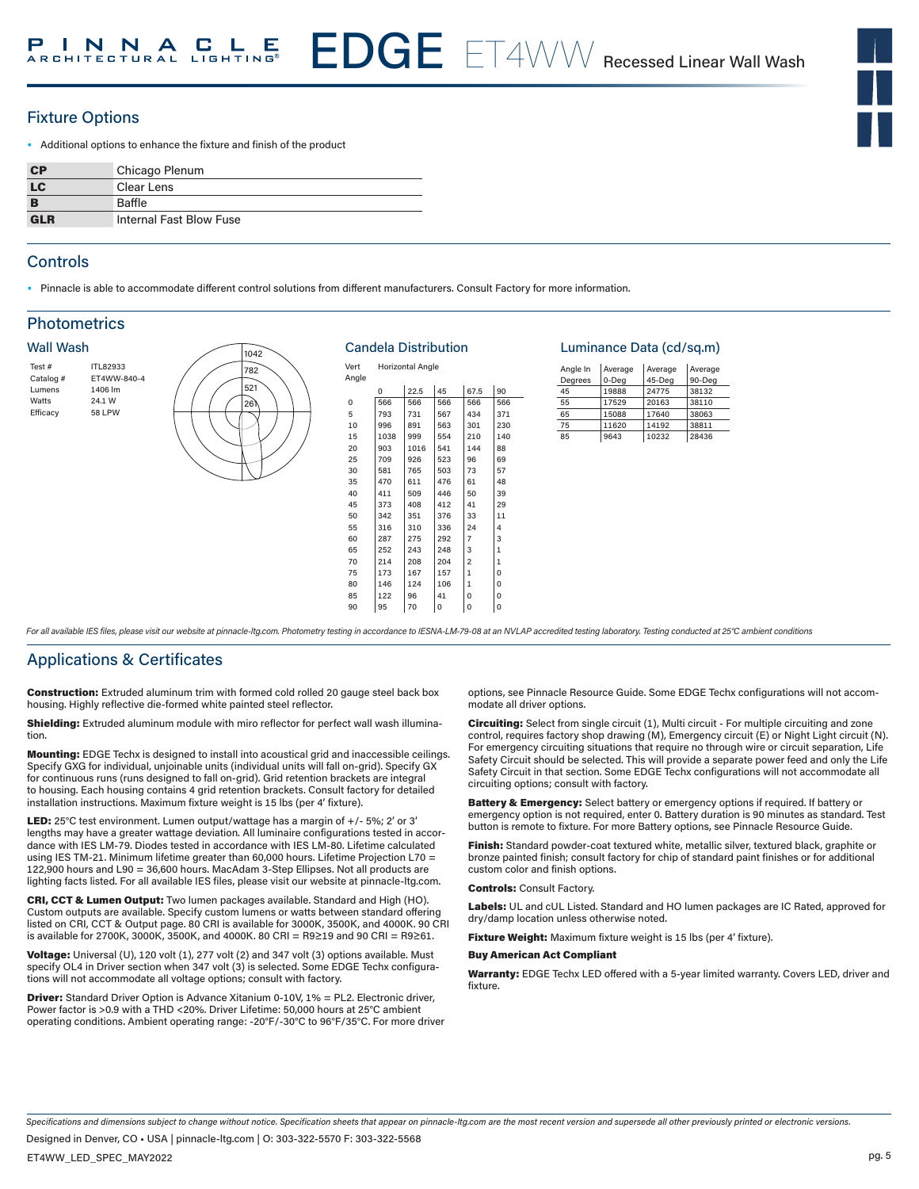# EDGE ET4WW Recessed Linear Wall Wash

## Fixture Options

- Additional options to enhance the fixture and finish of the product

| | |
|---|---|
| **CP** | Chicago Plenum |
| **LC** | Clear Lens |
| **B** | Baffle |
| **GLR** | Internal Fast Blow Fuse |

## Controls

- Pinnacle is able to accommodate different control solutions from different manufacturers. Consult Factory for more information.

## Photometrics

### Wall Wash

| | |
|---|---|
| Test # | ITL82933 |
| Catalog # | ET4WW-840-4 |
| Lumens | 1406 lm |
| Watts | 24.1 W |
| Efficacy | 58 LPW |

1042
782
521
261

### Candela Distribution

| Vert Angle | Horizontal Angle | | | | |
|---|---|---|---|---|---|
| | 0 | 22.5 | 45 | 67.5 | 90 |
| 0 | 566 | 566 | 566 | 566 | 566 |
| 5 | 793 | 731 | 567 | 434 | 371 |
| 10 | 996 | 891 | 563 | 301 | 230 |
| 15 | 1038 | 999 | 554 | 210 | 140 |
| 20 | 903 | 1016 | 541 | 144 | 88 |
| 25 | 709 | 926 | 523 | 96 | 69 |
| 30 | 581 | 765 | 503 | 73 | 57 |
| 35 | 470 | 611 | 476 | 61 | 48 |
| 40 | 411 | 509 | 446 | 50 | 39 |
| 45 | 373 | 408 | 412 | 41 | 29 |
| 50 | 342 | 351 | 376 | 33 | 11 |
| 55 | 316 | 310 | 336 | 24 | 4 |
| 60 | 287 | 275 | 292 | 7 | 3 |
| 65 | 252 | 243 | 248 | 3 | 1 |
| 70 | 214 | 208 | 204 | 2 | 1 |
| 75 | 173 | 167 | 157 | 1 | 0 |
| 80 | 146 | 124 | 106 | 1 | 0 |
| 85 | 122 | 96 | 41 | 0 | 0 |
| 90 | 95 | 70 | 0 | 0 | 0 |

### Luminance Data (cd/sq.m)

| Angle In Degrees | Average 0-Deg | Average 45-Deg | Average 90-Deg |
|---|---|---|---|
| 45 | 19888 | 24775 | 38132 |
| 55 | 17529 | 20163 | 38110 |
| 65 | 15088 | 17640 | 38063 |
| 75 | 11620 | 14192 | 38811 |
| 85 | 9643 | 10232 | 28436 |

*For all available IES files, please visit our website at pinnacle-ltg.com. Photometry testing in accordance to IESNA-LM-79-08 at an NVLAP accredited testing laboratory. Testing conducted at 25°C ambient conditions*

## Applications & Certificates

**Construction:** Extruded aluminum trim with formed cold rolled 20 gauge steel back box housing. Highly reflective die-formed white painted steel reflector.

**Shielding:** Extruded aluminum module with miro reflector for perfect wall wash illumination.

**Mounting:** EDGE Techx is designed to install into acoustical grid and inaccessible ceilings. Specify GXG for individual, unjoinable units (individual units will fall on-grid). Specify GX for continuous runs (runs designed to fall on-grid). Grid retention brackets are integral to housing. Each housing contains 4 grid retention brackets. Consult factory for detailed installation instructions. Maximum fixture weight is 15 lbs (per 4' fixture).

**LED:** 25°C test environment. Lumen output/wattage has a margin of +/- 5%; 2' or 3' lengths may have a greater wattage deviation. All luminaire configurations tested in accordance with IES LM-79. Diodes tested in accordance with IES LM-80. Lifetime calculated using IES TM-21. Minimum lifetime greater than 60,000 hours. Lifetime Projection L70 = 122,900 hours and L90 = 36,600 hours. MacAdam 3-Step Ellipses. Not all products are lighting facts listed. For all available IES files, please visit our website at pinnacle-ltg.com.

**CRI, CCT & Lumen Output:** Two lumen packages available. Standard and High (HO). Custom outputs are available. Specify custom lumens or watts between standard offering listed on CRI, CCT & Output page. 80 CRI is available for 3000K, 3500K, and 4000K. 90 CRI is available for 2700K, 3000K, 3500K, and 4000K. 80 CRI = R9≥19 and 90 CRI = R9≥61.

**Voltage:** Universal (U), 120 volt (1), 277 volt (2) and 347 volt (3) options available. Must specify OL4 in Driver section when 347 volt (3) is selected. Some EDGE Techx configurations will not accommodate all voltage options; consult with factory.

**Driver:** Standard Driver Option is Advance Xitanium 0-10V, 1% = PL2. Electronic driver, Power factor is >0.9 with a THD <20%. Driver Lifetime: 50,000 hours at 25°C ambient operating conditions. Ambient operating range: -20°F/-30°C to 96°F/35°C. For more driver options, see Pinnacle Resource Guide. Some EDGE Techx configurations will not accommodate all driver options.

**Circuiting:** Select from single circuit (1), Multi circuit - For multiple circuiting and zone control, requires factory shop drawing (M), Emergency circuit (E) or Night Light circuit (N). For emergency circuiting situations that require no through wire or circuit separation, Life Safety Circuit should be selected. This will provide a separate power feed and only the Life Safety Circuit in that section. Some EDGE Techx configurations will not accommodate all circuiting options; consult with factory.

**Battery & Emergency:** Select battery or emergency options if required. If battery or emergency option is not required, enter 0. Battery duration is 90 minutes as standard. Test button is remote to fixture. For more Battery options, see Pinnacle Resource Guide.

**Finish:** Standard powder-coat textured white, metallic silver, textured black, graphite or bronze painted finish; consult factory for chip of standard paint finishes or for additional custom color and finish options.

**Controls:** Consult Factory.

**Labels:** UL and cUL Listed. Standard and HO lumen packages are IC Rated, approved for dry/damp location unless otherwise noted.

**Fixture Weight:** Maximum fixture weight is 15 lbs (per 4' fixture).

**Buy American Act Compliant**

**Warranty:** EDGE Techx LED offered with a 5-year limited warranty. Covers LED, driver and fixture.

*Specifications and dimensions subject to change without notice. Specification sheets that appear on pinnacle-ltg.com are the most recent version and supersede all other previously printed or electronic versions.*

Designed in Denver, CO • USA | pinnacle-ltg.com | O: 303-322-5570 F: 303-322-5568

ET4WW_LED_SPEC_MAY2022